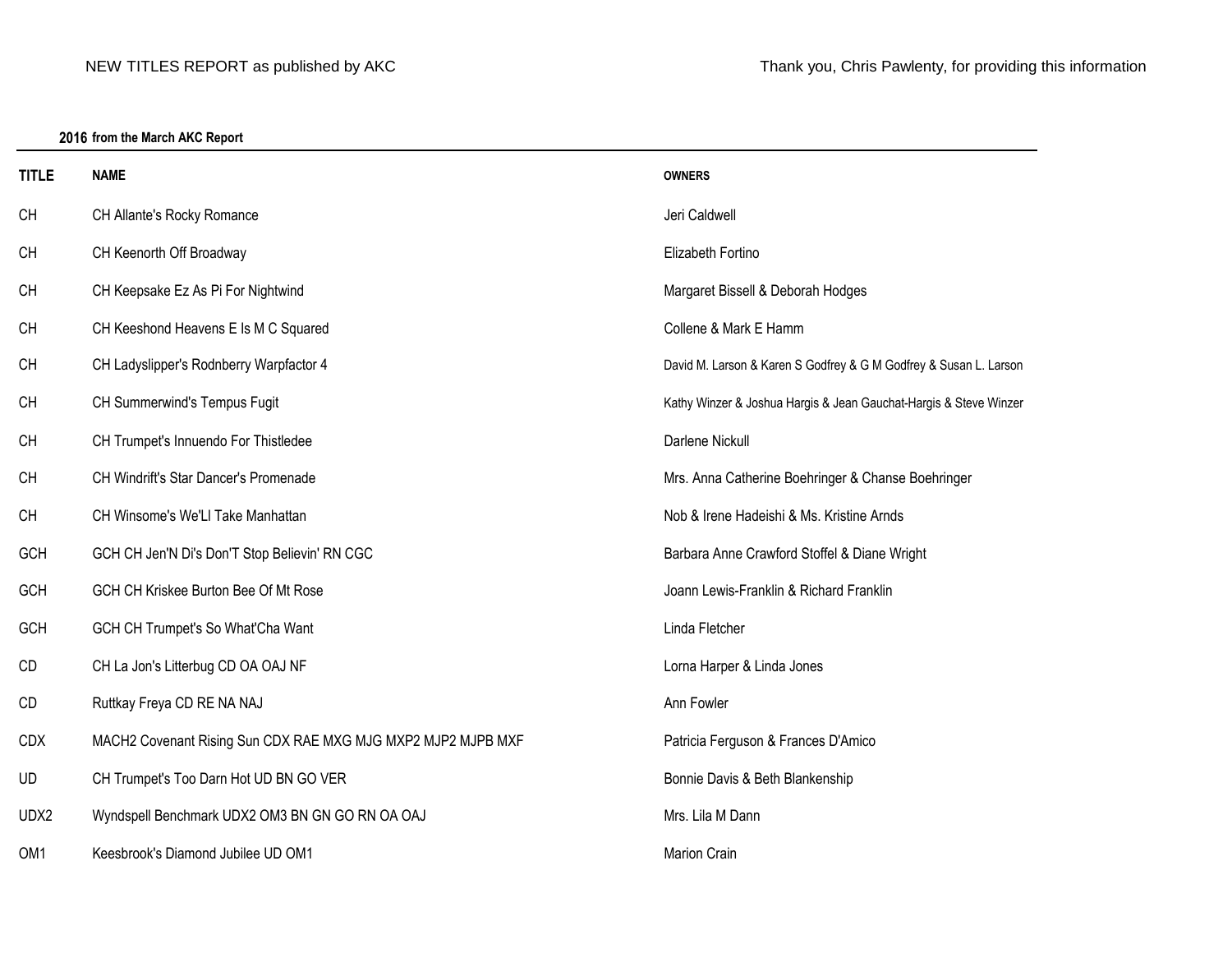NEW TITLES REPORT as published by AKC

Thank you, Chris Pawlenty, for providing this information

**2016 from the March AKC Report**

| TITLE | NAME | OWNERS |
|---|---|---|
| CH | CH Allante's Rocky Romance | Jeri Caldwell |
| CH | CH Keenorth Off Broadway | Elizabeth Fortino |
| CH | CH Keepsake Ez As Pi For Nightwind | Margaret Bissell & Deborah Hodges |
| CH | CH Keeshond Heavens E Is M C Squared | Collene & Mark E Hamm |
| CH | CH Ladyslipper's Rodnberry Warpfactor 4 | David M. Larson & Karen S Godfrey & G M Godfrey & Susan L. Larson |
| CH | CH Summerwind's Tempus Fugit | Kathy Winzer & Joshua Hargis & Jean Gauchat-Hargis & Steve Winzer |
| CH | CH Trumpet's Innuendo For Thistledee | Darlene Nickull |
| CH | CH Windrift's Star Dancer's Promenade | Mrs. Anna Catherine Boehringer & Chanse Boehringer |
| CH | CH Winsome's We'Ll Take Manhattan | Nob & Irene Hadeishi & Ms. Kristine Arnds |
| GCH | GCH CH Jen'N Di's Don'T Stop Believin' RN CGC | Barbara Anne Crawford Stoffel & Diane Wright |
| GCH | GCH CH Kriskee Burton Bee Of Mt Rose | Joann Lewis-Franklin & Richard Franklin |
| GCH | GCH CH Trumpet's So What'Cha Want | Linda Fletcher |
| CD | CH La Jon's Litterbug CD OA OAJ NF | Lorna Harper & Linda Jones |
| CD | Ruttkay Freya CD RE NA NAJ | Ann Fowler |
| CDX | MACH2 Covenant Rising Sun CDX RAE MXG MJG MXP2 MJP2 MJPB MXF | Patricia Ferguson & Frances D'Amico |
| UD | CH Trumpet's Too Darn Hot UD BN GO VER | Bonnie Davis & Beth Blankenship |
| UDX2 | Wyndspell Benchmark UDX2 OM3 BN GN GO RN OA OAJ | Mrs. Lila M Dann |
| OM1 | Keesbrook's Diamond Jubilee UD OM1 | Marion Crain |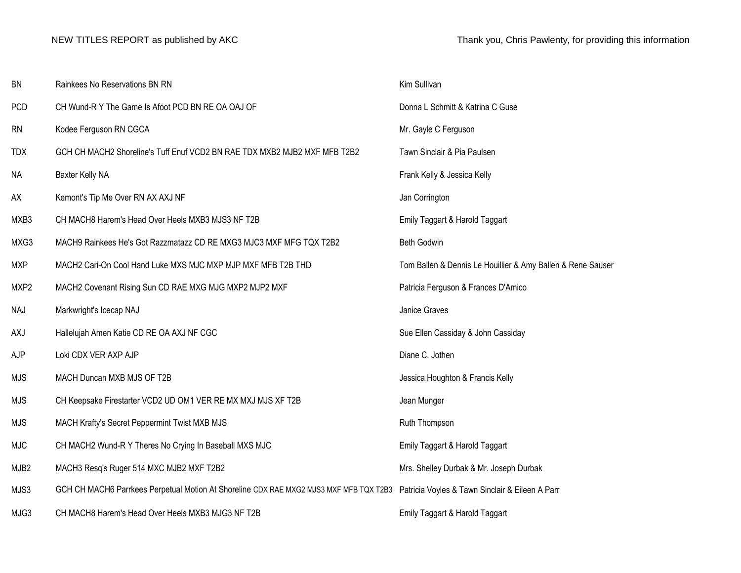NEW TITLES REPORT as published by AKC

Thank you, Chris Pawlenty, for providing this information

| Title | Dog | Owner(s) |
|---|---|---|
| BN | Rainkees No Reservations BN RN | Kim Sullivan |
| PCD | CH Wund-R Y The Game Is Afoot PCD BN RE OA OAJ OF | Donna L Schmitt & Katrina C Guse |
| RN | Kodee Ferguson RN CGCA | Mr. Gayle C Ferguson |
| TDX | GCH CH MACH2 Shoreline's Tuff Enuf VCD2 BN RAE TDX MXB2 MJB2 MXF MFB T2B2 | Tawn Sinclair & Pia Paulsen |
| NA | Baxter Kelly NA | Frank Kelly & Jessica Kelly |
| AX | Kemont's Tip Me Over RN AX AXJ NF | Jan Corrington |
| MXB3 | CH MACH8 Harem's Head Over Heels MXB3 MJS3 NF T2B | Emily Taggart & Harold Taggart |
| MXG3 | MACH9 Rainkees He's Got Razzmatazz CD RE MXG3 MJC3 MXF MFG TQX T2B2 | Beth Godwin |
| MXP | MACH2 Cari-On Cool Hand Luke MXS MJC MXP MJP MXF MFB T2B THD | Tom Ballen & Dennis Le Houillier & Amy Ballen & Rene Sauser |
| MXP2 | MACH2 Covenant Rising Sun CD RAE MXG MJG MXP2 MJP2 MXF | Patricia Ferguson & Frances D'Amico |
| NAJ | Markwright's Icecap NAJ | Janice Graves |
| AXJ | Hallelujah Amen Katie CD RE OA AXJ NF CGC | Sue Ellen Cassiday & John Cassiday |
| AJP | Loki CDX VER AXP AJP | Diane C. Jothen |
| MJS | MACH Duncan MXB MJS OF T2B | Jessica Houghton & Francis Kelly |
| MJS | CH Keepsake Firestarter VCD2 UD OM1 VER RE MX MXJ MJS XF T2B | Jean Munger |
| MJS | MACH Krafty's Secret Peppermint Twist MXB MJS | Ruth Thompson |
| MJC | CH MACH2 Wund-R Y Theres No Crying In Baseball MXS MJC | Emily Taggart & Harold Taggart |
| MJB2 | MACH3 Resq's Ruger 514 MXC MJB2 MXF T2B2 | Mrs. Shelley Durbak & Mr. Joseph Durbak |
| MJS3 | GCH CH MACH6 Parrkees Perpetual Motion At Shoreline CDX RAE MXG2 MJS3 MXF MFB TQX T2B3 | Patricia Voyles & Tawn Sinclair & Eileen A Parr |
| MJG3 | CH MACH8 Harem's Head Over Heels MXB3 MJG3 NF T2B | Emily Taggart & Harold Taggart |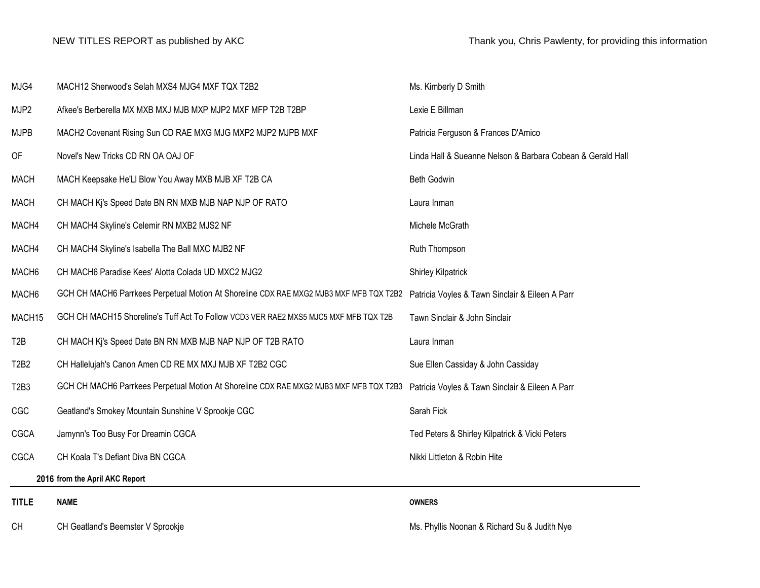NEW TITLES REPORT as published by AKC | Thank you, Chris Pawlenty, for providing this information

| | | |
|---|---|---|
| MJG4 | MACH12 Sherwood's Selah MXS4 MJG4 MXF TQX T2B2 | Ms. Kimberly D Smith |
| MJP2 | Afkee's Berberella MX MXB MXJ MJB MXP MJP2 MXF MFP T2B T2BP | Lexie E Billman |
| MJPB | MACH2 Covenant Rising Sun CD RAE MXG MJG MXP2 MJP2 MJPB MXF | Patricia Ferguson & Frances D'Amico |
| OF | Novel's New Tricks CD RN OA OAJ OF | Linda Hall & Sueanne Nelson & Barbara Cobean & Gerald Hall |
| MACH | MACH Keepsake He'Ll Blow You Away MXB MJB XF T2B CA | Beth Godwin |
| MACH | CH MACH Kj's Speed Date BN RN MXB MJB NAP NJP OF RATO | Laura Inman |
| MACH4 | CH MACH4 Skyline's Celemir RN MXB2 MJS2 NF | Michele McGrath |
| MACH4 | CH MACH4 Skyline's Isabella The Ball MXC MJB2 NF | Ruth Thompson |
| MACH6 | CH MACH6 Paradise Kees' Alotta Colada UD MXC2 MJG2 | Shirley Kilpatrick |
| MACH6 | GCH CH MACH6 Parrkees Perpetual Motion At Shoreline CDX RAE MXG2 MJB3 MXF MFB TQX T2B2 | Patricia Voyles & Tawn Sinclair & Eileen A Parr |
| MACH15 | GCH CH MACH15 Shoreline's Tuff Act To Follow VCD3 VER RAE2 MXS5 MJC5 MXF MFB TQX T2B | Tawn Sinclair & John Sinclair |
| T2B | CH MACH Kj's Speed Date BN RN MXB MJB NAP NJP OF T2B RATO | Laura Inman |
| T2B2 | CH Hallelujah's Canon Amen CD RE MX MXJ MJB XF T2B2 CGC | Sue Ellen Cassiday & John Cassiday |
| T2B3 | GCH CH MACH6 Parrkees Perpetual Motion At Shoreline CDX RAE MXG2 MJB3 MXF MFB TQX T2B3 | Patricia Voyles & Tawn Sinclair & Eileen A Parr |
| CGC | Geatland's Smokey Mountain Sunshine V Sprookje CGC | Sarah Fick |
| CGCA | Jamynn's Too Busy For Dreamin CGCA | Ted Peters & Shirley Kilpatrick & Vicki Peters |
| CGCA | CH Koala T's Defiant Diva BN CGCA | Nikki Littleton & Robin Hite |

**2016 from the April AKC Report**

| TITLE | NAME | OWNERS |
|---|---|---|
| CH | CH Geatland's Beemster V Sprookje | Ms. Phyllis Noonan & Richard Su & Judith Nye |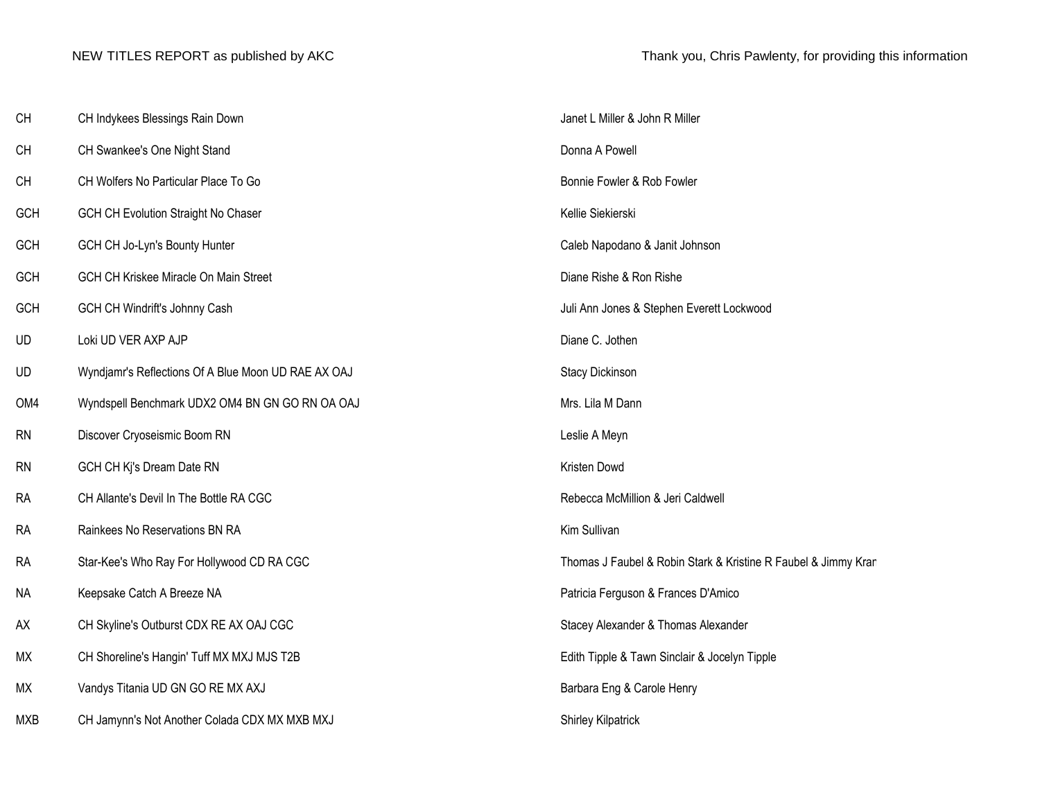NEW TITLES REPORT as published by AKC

Thank you, Chris Pawlenty, for providing this information

| | | |
|---|---|---|
| CH | CH Indykees Blessings Rain Down | Janet L Miller & John R Miller |
| CH | CH Swankee's One Night Stand | Donna A Powell |
| CH | CH Wolfers No Particular Place To Go | Bonnie Fowler & Rob Fowler |
| GCH | GCH CH Evolution Straight No Chaser | Kellie Siekierski |
| GCH | GCH CH Jo-Lyn's Bounty Hunter | Caleb Napodano & Janit Johnson |
| GCH | GCH CH Kriskee Miracle On Main Street | Diane Rishe & Ron Rishe |
| GCH | GCH CH Windrift's Johnny Cash | Juli Ann Jones & Stephen Everett Lockwood |
| UD | Loki UD VER AXP AJP | Diane C. Jothen |
| UD | Wyndjamr's Reflections Of A Blue Moon UD RAE AX OAJ | Stacy Dickinson |
| OM4 | Wyndspell Benchmark UDX2 OM4 BN GN GO RN OA OAJ | Mrs. Lila M Dann |
| RN | Discover Cryoseismic Boom RN | Leslie A Meyn |
| RN | GCH CH Kj's Dream Date RN | Kristen Dowd |
| RA | CH Allante's Devil In The Bottle RA CGC | Rebecca McMillion & Jeri Caldwell |
| RA | Rainkees No Reservations BN RA | Kim Sullivan |
| RA | Star-Kee's Who Ray For Hollywood CD RA CGC | Thomas J Faubel & Robin Stark & Kristine R Faubel & Jimmy Kran |
| NA | Keepsake Catch A Breeze NA | Patricia Ferguson & Frances D'Amico |
| AX | CH Skyline's Outburst CDX RE AX OAJ CGC | Stacey Alexander & Thomas Alexander |
| MX | CH Shoreline's Hangin' Tuff MX MXJ MJS T2B | Edith Tipple & Tawn Sinclair & Jocelyn Tipple |
| MX | Vandys Titania UD GN GO RE MX AXJ | Barbara Eng & Carole Henry |
| MXB | CH Jamynn's Not Another Colada CDX MX MXB MXJ | Shirley Kilpatrick |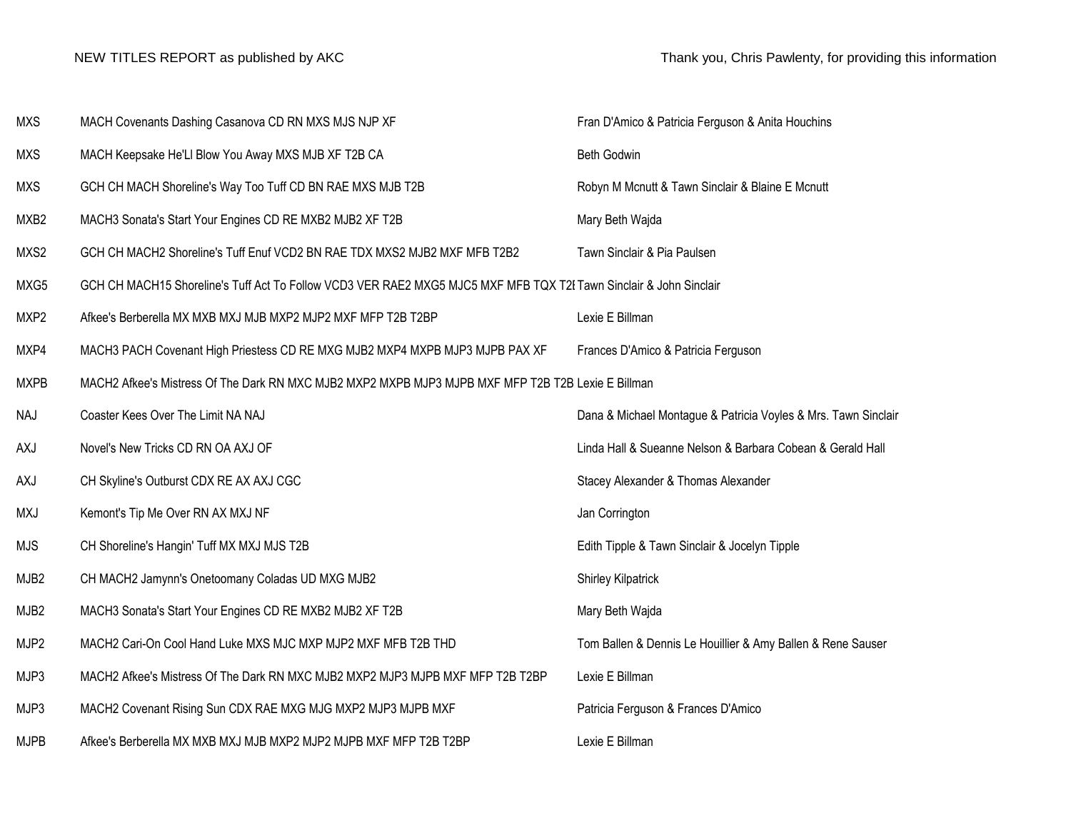NEW TITLES REPORT as published by AKC

Thank you, Chris Pawlenty, for providing this information

| Title | Dog | Owner(s) |
|---|---|---|
| MXS | MACH Covenants Dashing Casanova CD RN MXS MJS NJP XF | Fran D'Amico & Patricia Ferguson & Anita Houchins |
| MXS | MACH Keepsake He'Ll Blow You Away MXS MJB XF T2B CA | Beth Godwin |
| MXS | GCH CH MACH Shoreline's Way Too Tuff CD BN RAE MXS MJB T2B | Robyn M Mcnutt & Tawn Sinclair & Blaine E Mcnutt |
| MXB2 | MACH3 Sonata's Start Your Engines CD RE MXB2 MJB2 XF T2B | Mary Beth Wajda |
| MXS2 | GCH CH MACH2 Shoreline's Tuff Enuf VCD2 BN RAE TDX MXS2 MJB2 MXF MFB T2B2 | Tawn Sinclair & Pia Paulsen |
| MXG5 | GCH CH MACH15 Shoreline's Tuff Act To Follow VCD3 VER RAE2 MXG5 MJC5 MXF MFB TQX T2I | Tawn Sinclair & John Sinclair |
| MXP2 | Afkee's Berberella MX MXB MXJ MJB MXP2 MJP2 MXF MFP T2B T2BP | Lexie E Billman |
| MXP4 | MACH3 PACH Covenant High Priestess CD RE MXG MJB2 MXP4 MXPB MJP3 MJPB PAX XF | Frances D'Amico & Patricia Ferguson |
| MXPB | MACH2 Afkee's Mistress Of The Dark RN MXC MJB2 MXP2 MXPB MJP3 MJPB MXF MFP T2B T2B | Lexie E Billman |
| NAJ | Coaster Kees Over The Limit NA NAJ | Dana & Michael Montague & Patricia Voyles & Mrs. Tawn Sinclair |
| AXJ | Novel's New Tricks CD RN OA AXJ OF | Linda Hall & Sueanne Nelson & Barbara Cobean & Gerald Hall |
| AXJ | CH Skyline's Outburst CDX RE AX AXJ CGC | Stacey Alexander & Thomas Alexander |
| MXJ | Kemont's Tip Me Over RN AX MXJ NF | Jan Corrington |
| MJS | CH Shoreline's Hangin' Tuff MX MXJ MJS T2B | Edith Tipple & Tawn Sinclair & Jocelyn Tipple |
| MJB2 | CH MACH2 Jamynn's Onetoomany Coladas UD MXG MJB2 | Shirley Kilpatrick |
| MJB2 | MACH3 Sonata's Start Your Engines CD RE MXB2 MJB2 XF T2B | Mary Beth Wajda |
| MJP2 | MACH2 Cari-On Cool Hand Luke MXS MJC MXP MJP2 MXF MFB T2B THD | Tom Ballen & Dennis Le Houillier & Amy Ballen & Rene Sauser |
| MJP3 | MACH2 Afkee's Mistress Of The Dark RN MXC MJB2 MXP2 MJP3 MJPB MXF MFP T2B T2BP | Lexie E Billman |
| MJP3 | MACH2 Covenant Rising Sun CDX RAE MXG MJG MXP2 MJP3 MJPB MXF | Patricia Ferguson & Frances D'Amico |
| MJPB | Afkee's Berberella MX MXB MXJ MJB MXP2 MJP2 MJPB MXF MFP T2B T2BP | Lexie E Billman |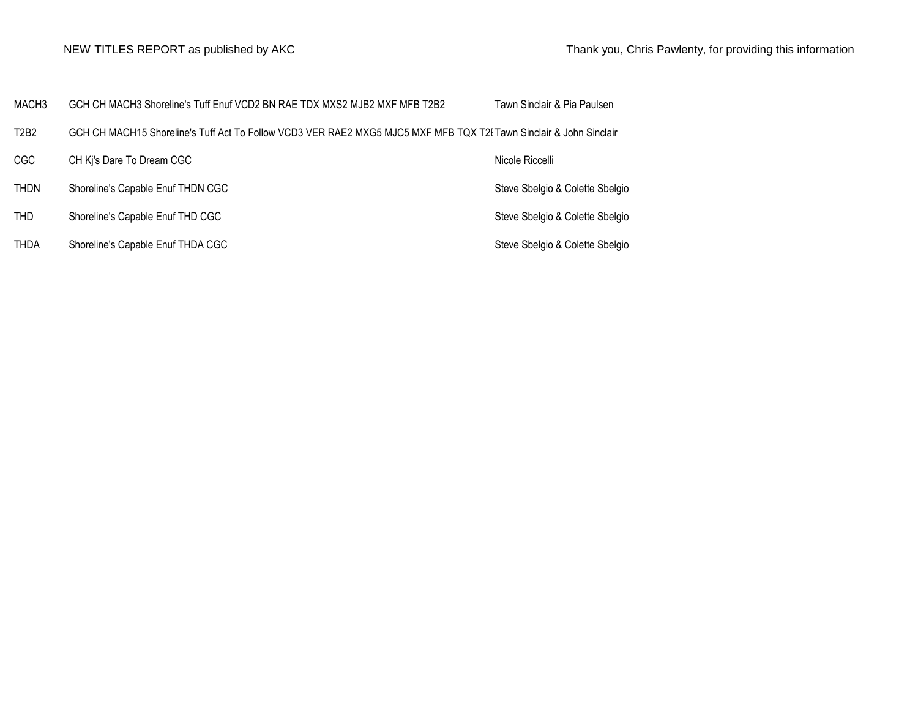NEW TITLES REPORT as published by AKC

Thank you, Chris Pawlenty, for providing this information

| | | |
|---|---|---|
| MACH3 | GCH CH MACH3 Shoreline's Tuff Enuf VCD2 BN RAE TDX MXS2 MJB2 MXF MFB T2B2 | Tawn Sinclair & Pia Paulsen |
| T2B2 | GCH CH MACH15 Shoreline's Tuff Act To Follow VCD3 VER RAE2 MXG5 MJC5 MXF MFB TQX T2I | Tawn Sinclair & John Sinclair |
| CGC | CH Kj's Dare To Dream CGC | Nicole Riccelli |
| THDN | Shoreline's Capable Enuf THDN CGC | Steve Sbelgio & Colette Sbelgio |
| THD | Shoreline's Capable Enuf THD CGC | Steve Sbelgio & Colette Sbelgio |
| THDA | Shoreline's Capable Enuf THDA CGC | Steve Sbelgio & Colette Sbelgio |